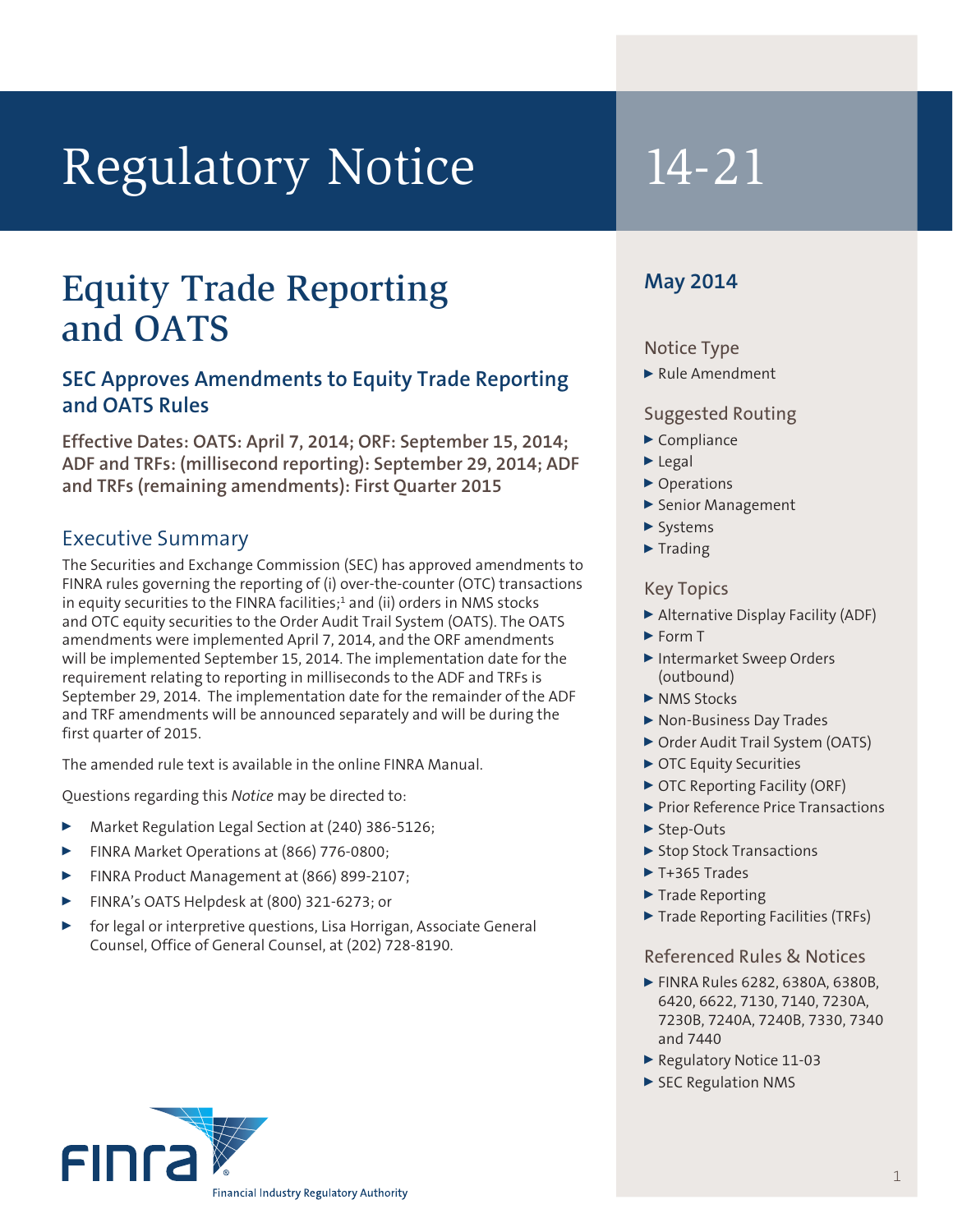# Regulatory Notice 14-21

## Equity Trade Reporting and OATS

### SEC Approves Amendments to Equity Trade Reporting and OATS Rules

**Effective Dates: OATS: April 7, 2014; ORF: September 15, 2014; ADF and TRFs: (millisecond reporting): September 29, 2014; ADF and TRFs (remaining amendments): First Quarter 2015**

### Executive Summary

The Securities and Exchange Commission (SEC) has approved amendments to FINRA rules governing the reporting of (i) over-the-counter (OTC) transactions in equity securities to the FINRA facilities;[1] and (ii) orders in NMS stocks and OTC equity securities to the Order Audit Trail System (OATS). The OATS amendments were implemented April 7, 2014, and the ORF amendments will be implemented September 15, 2014. The implementation date for the requirement relating to reporting in milliseconds to the ADF and TRFs is September 29, 2014. The implementation date for the remainder of the ADF and TRF amendments will be announced separately and will be during the first quarter of 2015.

The amended rule text is available in the online FINRA Manual.

Questions regarding this *Notice* may be directed to:

- Market Regulation Legal Section at (240) 386-5126;
- FINRA Market Operations at (866) 776-0800;
- FINRA Product Management at (866) 899-2107;
- FINRA's OATS Helpdesk at (800) 321-6273; or
- for legal or interpretive questions, Lisa Horrigan, Associate General Counsel, Office of General Counsel, at (202) 728-8190.

**May 2014**

#### Notice Type

- Rule Amendment

#### Suggested Routing

- Compliance
- Legal
- Operations
- Senior Management
- Systems
- Trading

#### Key Topics

- Alternative Display Facility (ADF)
- Form T
- Intermarket Sweep Orders (outbound)
- NMS Stocks
- Non-Business Day Trades
- Order Audit Trail System (OATS)
- OTC Equity Securities
- OTC Reporting Facility (ORF)
- Prior Reference Price Transactions
- Step-Outs
- Stop Stock Transactions
- T+365 Trades
- Trade Reporting
- Trade Reporting Facilities (TRFs)

#### Referenced Rules & Notices

- FINRA Rules 6282, 6380A, 6380B, 6420, 6622, 7130, 7140, 7230A, 7230B, 7240A, 7240B, 7330, 7340 and 7440
- Regulatory Notice 11-03
- SEC Regulation NMS

FINRA
Financial Industry Regulatory Authority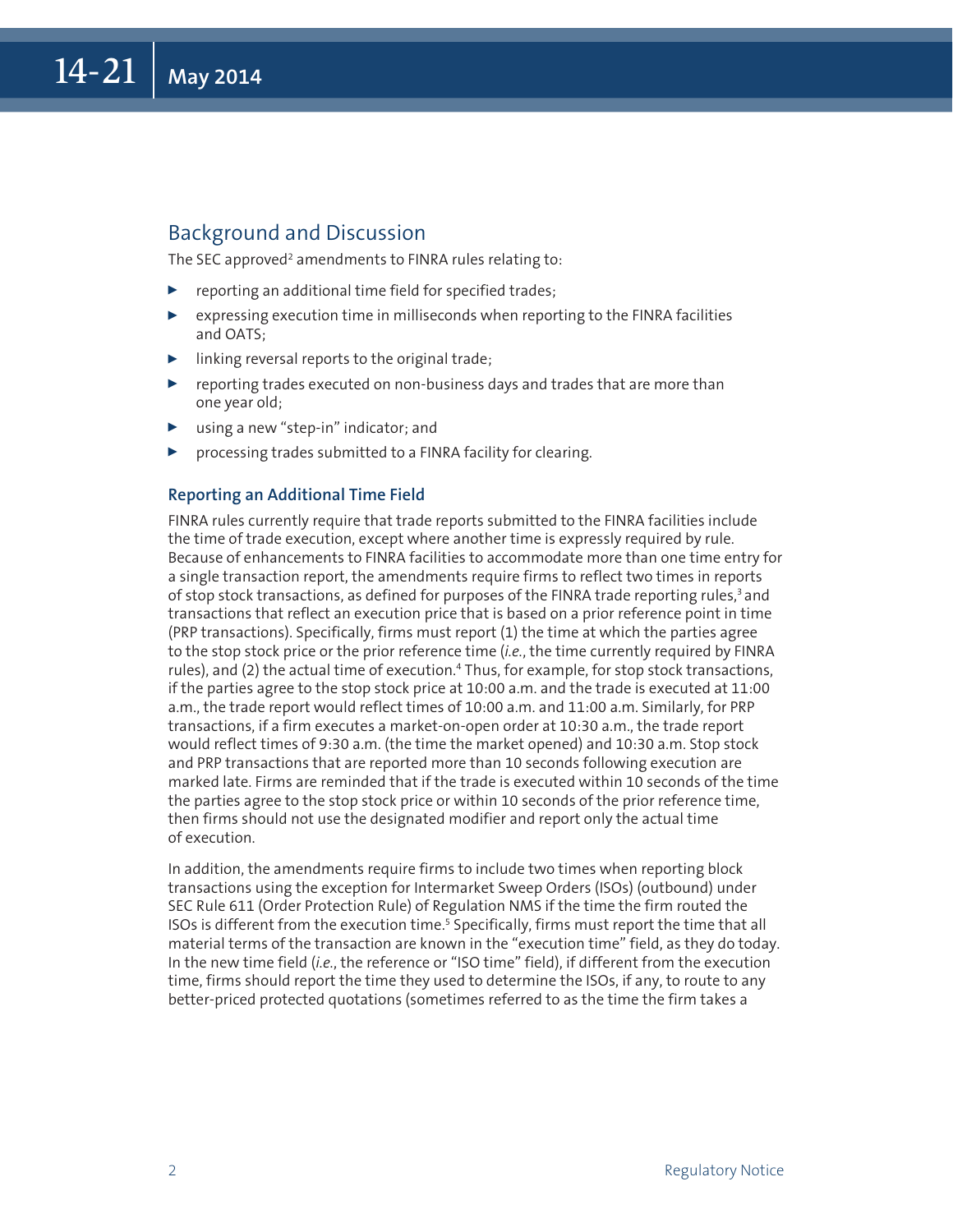## Background and Discussion

The SEC approved[2] amendments to FINRA rules relating to:

- reporting an additional time field for specified trades;
- expressing execution time in milliseconds when reporting to the FINRA facilities and OATS;
- linking reversal reports to the original trade;
- reporting trades executed on non-business days and trades that are more than one year old;
- using a new "step-in" indicator; and
- processing trades submitted to a FINRA facility for clearing.

### Reporting an Additional Time Field

FINRA rules currently require that trade reports submitted to the FINRA facilities include the time of trade execution, except where another time is expressly required by rule. Because of enhancements to FINRA facilities to accommodate more than one time entry for a single transaction report, the amendments require firms to reflect two times in reports of stop stock transactions, as defined for purposes of the FINRA trade reporting rules,[3] and transactions that reflect an execution price that is based on a prior reference point in time (PRP transactions). Specifically, firms must report (1) the time at which the parties agree to the stop stock price or the prior reference time (*i.e.*, the time currently required by FINRA rules), and (2) the actual time of execution.[4] Thus, for example, for stop stock transactions, if the parties agree to the stop stock price at 10:00 a.m. and the trade is executed at 11:00 a.m., the trade report would reflect times of 10:00 a.m. and 11:00 a.m. Similarly, for PRP transactions, if a firm executes a market-on-open order at 10:30 a.m., the trade report would reflect times of 9:30 a.m. (the time the market opened) and 10:30 a.m. Stop stock and PRP transactions that are reported more than 10 seconds following execution are marked late. Firms are reminded that if the trade is executed within 10 seconds of the time the parties agree to the stop stock price or within 10 seconds of the prior reference time, then firms should not use the designated modifier and report only the actual time of execution.

In addition, the amendments require firms to include two times when reporting block transactions using the exception for Intermarket Sweep Orders (ISOs) (outbound) under SEC Rule 611 (Order Protection Rule) of Regulation NMS if the time the firm routed the ISOs is different from the execution time.[5] Specifically, firms must report the time that all material terms of the transaction are known in the "execution time" field, as they do today. In the new time field (*i.e.*, the reference or "ISO time" field), if different from the execution time, firms should report the time they used to determine the ISOs, if any, to route to any better-priced protected quotations (sometimes referred to as the time the firm takes a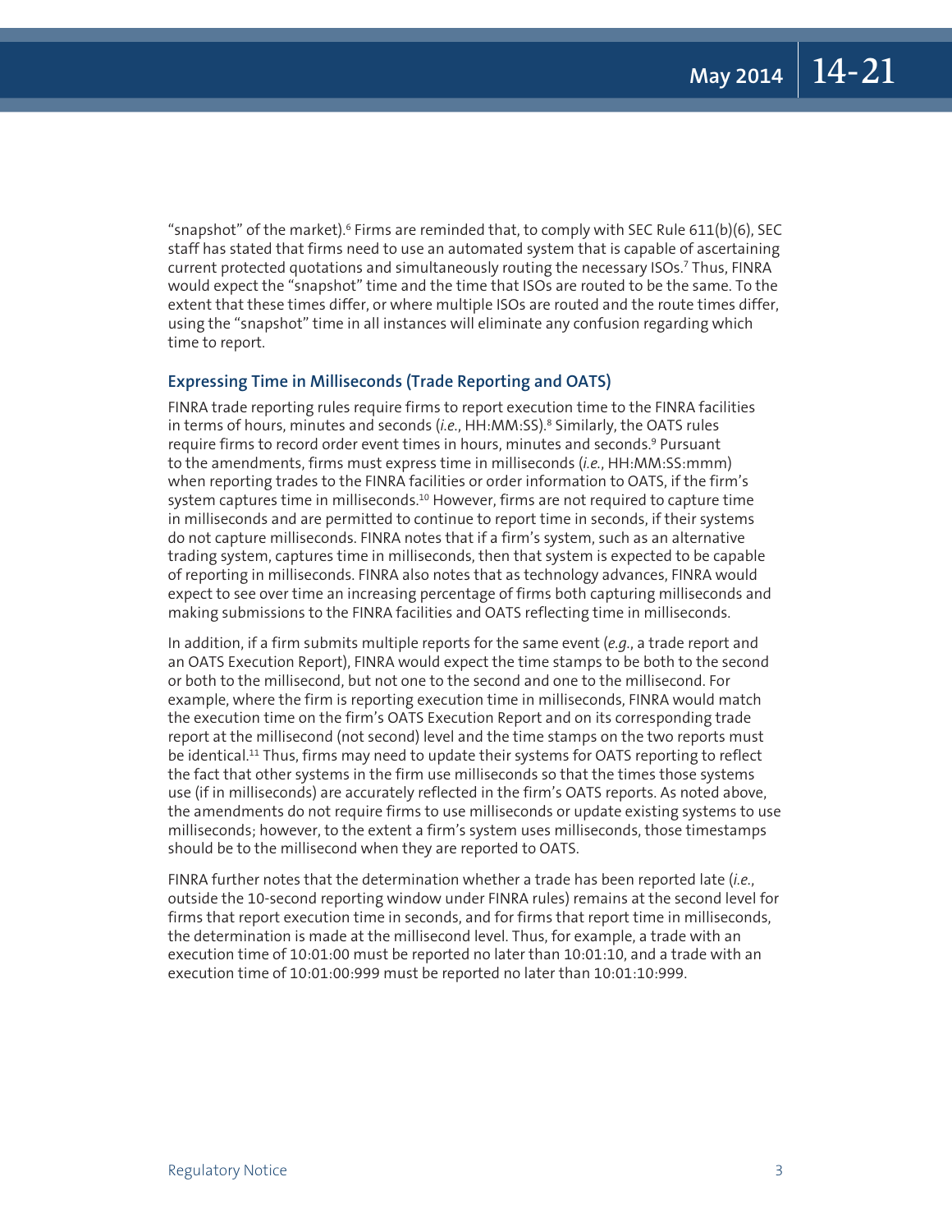"snapshot" of the market).[6] Firms are reminded that, to comply with SEC Rule 611(b)(6), SEC staff has stated that firms need to use an automated system that is capable of ascertaining current protected quotations and simultaneously routing the necessary ISOs.[7] Thus, FINRA would expect the "snapshot" time and the time that ISOs are routed to be the same. To the extent that these times differ, or where multiple ISOs are routed and the route times differ, using the "snapshot" time in all instances will eliminate any confusion regarding which time to report.

### Expressing Time in Milliseconds (Trade Reporting and OATS)

FINRA trade reporting rules require firms to report execution time to the FINRA facilities in terms of hours, minutes and seconds (*i.e.*, HH:MM:SS).[8] Similarly, the OATS rules require firms to record order event times in hours, minutes and seconds.[9] Pursuant to the amendments, firms must express time in milliseconds (*i.e.*, HH:MM:SS:mmm) when reporting trades to the FINRA facilities or order information to OATS, if the firm's system captures time in milliseconds.[10] However, firms are not required to capture time in milliseconds and are permitted to continue to report time in seconds, if their systems do not capture milliseconds. FINRA notes that if a firm's system, such as an alternative trading system, captures time in milliseconds, then that system is expected to be capable of reporting in milliseconds. FINRA also notes that as technology advances, FINRA would expect to see over time an increasing percentage of firms both capturing milliseconds and making submissions to the FINRA facilities and OATS reflecting time in milliseconds.

In addition, if a firm submits multiple reports for the same event (*e.g.*, a trade report and an OATS Execution Report), FINRA would expect the time stamps to be both to the second or both to the millisecond, but not one to the second and one to the millisecond. For example, where the firm is reporting execution time in milliseconds, FINRA would match the execution time on the firm's OATS Execution Report and on its corresponding trade report at the millisecond (not second) level and the time stamps on the two reports must be identical.[11] Thus, firms may need to update their systems for OATS reporting to reflect the fact that other systems in the firm use milliseconds so that the times those systems use (if in milliseconds) are accurately reflected in the firm's OATS reports. As noted above, the amendments do not require firms to use milliseconds or update existing systems to use milliseconds; however, to the extent a firm's system uses milliseconds, those timestamps should be to the millisecond when they are reported to OATS.

FINRA further notes that the determination whether a trade has been reported late (*i.e.*, outside the 10-second reporting window under FINRA rules) remains at the second level for firms that report execution time in seconds, and for firms that report time in milliseconds, the determination is made at the millisecond level. Thus, for example, a trade with an execution time of 10:01:00 must be reported no later than 10:01:10, and a trade with an execution time of 10:01:00:999 must be reported no later than 10:01:10:999.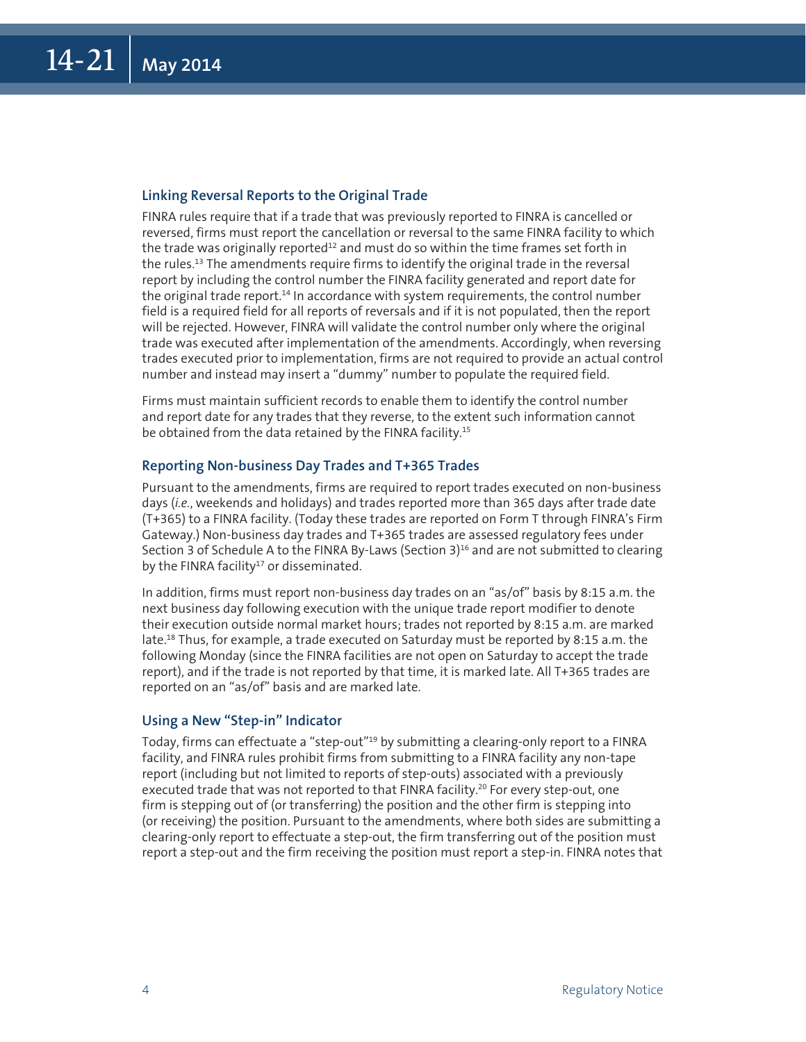### Linking Reversal Reports to the Original Trade

FINRA rules require that if a trade that was previously reported to FINRA is cancelled or reversed, firms must report the cancellation or reversal to the same FINRA facility to which the trade was originally reported[12] and must do so within the time frames set forth in the rules.[13] The amendments require firms to identify the original trade in the reversal report by including the control number the FINRA facility generated and report date for the original trade report.[14] In accordance with system requirements, the control number field is a required field for all reports of reversals and if it is not populated, then the report will be rejected. However, FINRA will validate the control number only where the original trade was executed after implementation of the amendments. Accordingly, when reversing trades executed prior to implementation, firms are not required to provide an actual control number and instead may insert a "dummy" number to populate the required field.

Firms must maintain sufficient records to enable them to identify the control number and report date for any trades that they reverse, to the extent such information cannot be obtained from the data retained by the FINRA facility.[15]

### Reporting Non-business Day Trades and T+365 Trades

Pursuant to the amendments, firms are required to report trades executed on non-business days (*i.e.*, weekends and holidays) and trades reported more than 365 days after trade date (T+365) to a FINRA facility. (Today these trades are reported on Form T through FINRA's Firm Gateway.) Non-business day trades and T+365 trades are assessed regulatory fees under Section 3 of Schedule A to the FINRA By-Laws (Section 3)[16] and are not submitted to clearing by the FINRA facility[17] or disseminated.

In addition, firms must report non-business day trades on an "as/of" basis by 8:15 a.m. the next business day following execution with the unique trade report modifier to denote their execution outside normal market hours; trades not reported by 8:15 a.m. are marked late.[18] Thus, for example, a trade executed on Saturday must be reported by 8:15 a.m. the following Monday (since the FINRA facilities are not open on Saturday to accept the trade report), and if the trade is not reported by that time, it is marked late. All T+365 trades are reported on an "as/of" basis and are marked late.

### Using a New "Step-in" Indicator

Today, firms can effectuate a "step-out"[19] by submitting a clearing-only report to a FINRA facility, and FINRA rules prohibit firms from submitting to a FINRA facility any non-tape report (including but not limited to reports of step-outs) associated with a previously executed trade that was not reported to that FINRA facility.[20] For every step-out, one firm is stepping out of (or transferring) the position and the other firm is stepping into (or receiving) the position. Pursuant to the amendments, where both sides are submitting a clearing-only report to effectuate a step-out, the firm transferring out of the position must report a step-out and the firm receiving the position must report a step-in. FINRA notes that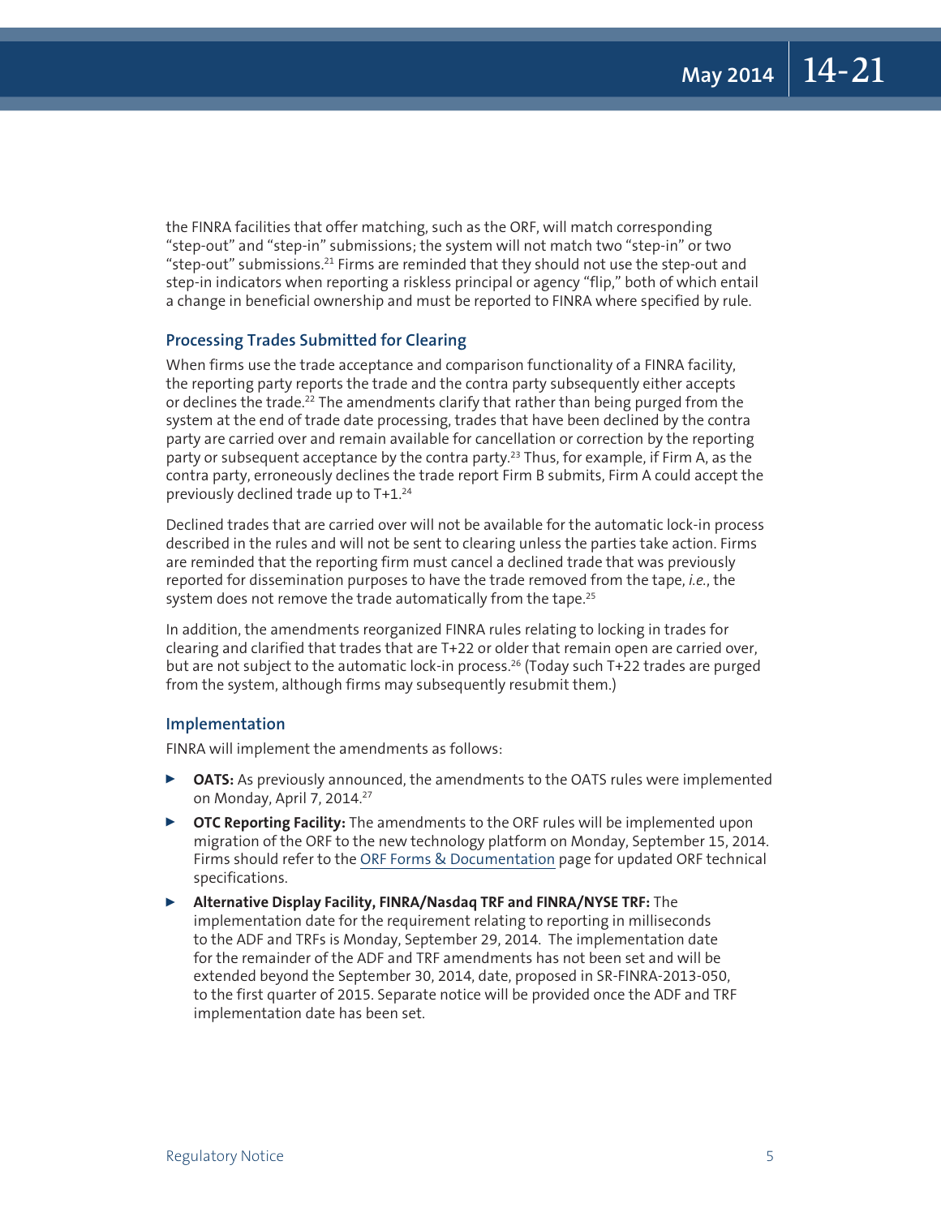the FINRA facilities that offer matching, such as the ORF, will match corresponding "step-out" and "step-in" submissions; the system will not match two "step-in" or two "step-out" submissions.[21] Firms are reminded that they should not use the step-out and step-in indicators when reporting a riskless principal or agency "flip," both of which entail a change in beneficial ownership and must be reported to FINRA where specified by rule.

### Processing Trades Submitted for Clearing

When firms use the trade acceptance and comparison functionality of a FINRA facility, the reporting party reports the trade and the contra party subsequently either accepts or declines the trade.[22] The amendments clarify that rather than being purged from the system at the end of trade date processing, trades that have been declined by the contra party are carried over and remain available for cancellation or correction by the reporting party or subsequent acceptance by the contra party.[23] Thus, for example, if Firm A, as the contra party, erroneously declines the trade report Firm B submits, Firm A could accept the previously declined trade up to T+1.[24]

Declined trades that are carried over will not be available for the automatic lock-in process described in the rules and will not be sent to clearing unless the parties take action. Firms are reminded that the reporting firm must cancel a declined trade that was previously reported for dissemination purposes to have the trade removed from the tape, *i.e.*, the system does not remove the trade automatically from the tape.[25]

In addition, the amendments reorganized FINRA rules relating to locking in trades for clearing and clarified that trades that are T+22 or older that remain open are carried over, but are not subject to the automatic lock-in process.[26] (Today such T+22 trades are purged from the system, although firms may subsequently resubmit them.)

### Implementation

FINRA will implement the amendments as follows:

- **OATS:** As previously announced, the amendments to the OATS rules were implemented on Monday, April 7, 2014.[27]
- **OTC Reporting Facility:** The amendments to the ORF rules will be implemented upon migration of the ORF to the new technology platform on Monday, September 15, 2014. Firms should refer to the ORF Forms & Documentation page for updated ORF technical specifications.
- **Alternative Display Facility, FINRA/Nasdaq TRF and FINRA/NYSE TRF:** The implementation date for the requirement relating to reporting in milliseconds to the ADF and TRFs is Monday, September 29, 2014. The implementation date for the remainder of the ADF and TRF amendments has not been set and will be extended beyond the September 30, 2014, date, proposed in SR-FINRA-2013-050, to the first quarter of 2015. Separate notice will be provided once the ADF and TRF implementation date has been set.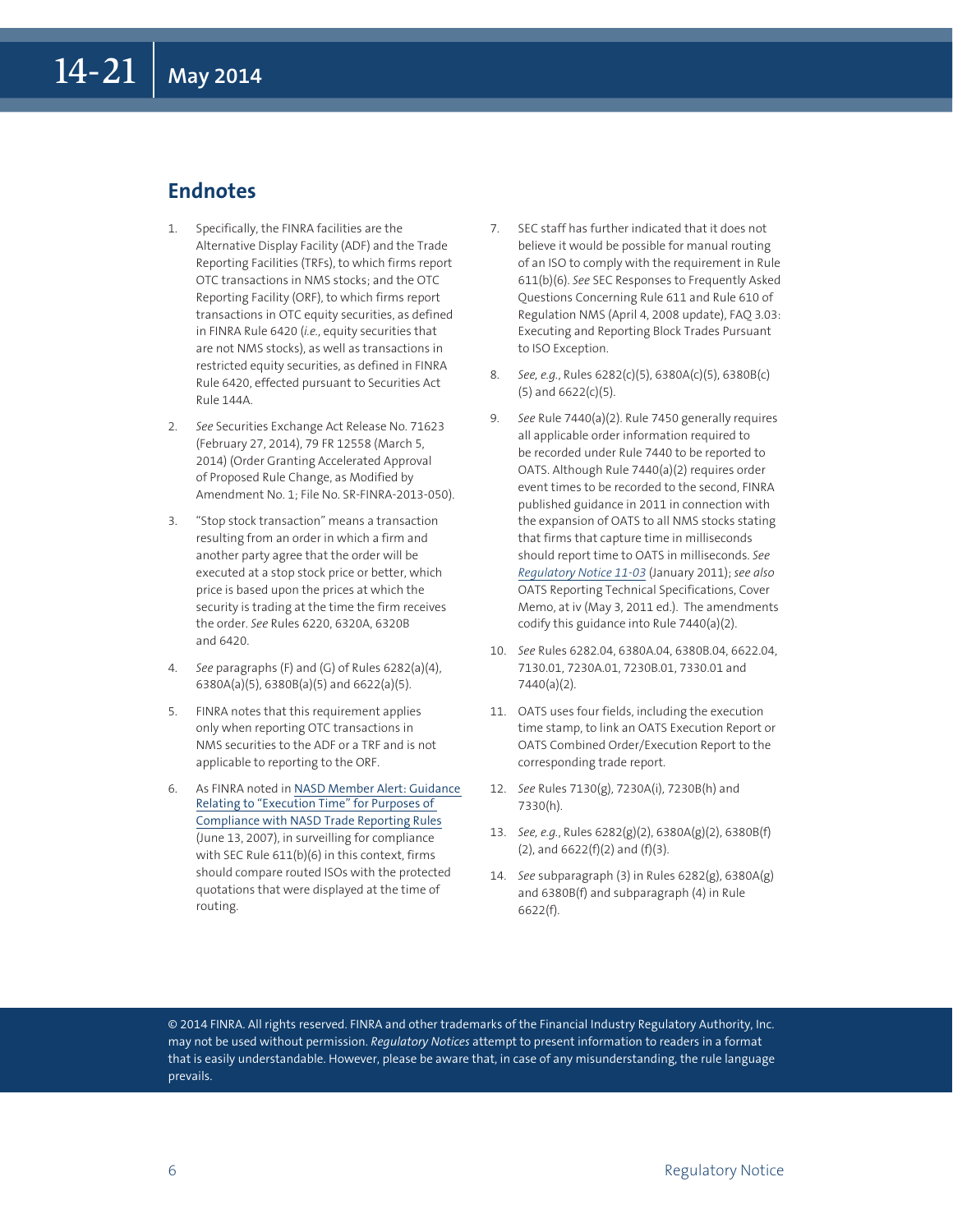## Endnotes

1. Specifically, the FINRA facilities are the Alternative Display Facility (ADF) and the Trade Reporting Facilities (TRFs), to which firms report OTC transactions in NMS stocks; and the OTC Reporting Facility (ORF), to which firms report transactions in OTC equity securities, as defined in FINRA Rule 6420 (*i.e.*, equity securities that are not NMS stocks), as well as transactions in restricted equity securities, as defined in FINRA Rule 6420, effected pursuant to Securities Act Rule 144A.

2. *See* Securities Exchange Act Release No. 71623 (February 27, 2014), 79 FR 12558 (March 5, 2014) (Order Granting Accelerated Approval of Proposed Rule Change, as Modified by Amendment No. 1; File No. SR-FINRA-2013-050).

3. "Stop stock transaction" means a transaction resulting from an order in which a firm and another party agree that the order will be executed at a stop stock price or better, which price is based upon the prices at which the security is trading at the time the firm receives the order. *See* Rules 6220, 6320A, 6320B and 6420.

4. *See* paragraphs (F) and (G) of Rules 6282(a)(4), 6380A(a)(5), 6380B(a)(5) and 6622(a)(5).

5. FINRA notes that this requirement applies only when reporting OTC transactions in NMS securities to the ADF or a TRF and is not applicable to reporting to the ORF.

6. As FINRA noted in NASD Member Alert: Guidance Relating to "Execution Time" for Purposes of Compliance with NASD Trade Reporting Rules (June 13, 2007), in surveilling for compliance with SEC Rule 611(b)(6) in this context, firms should compare routed ISOs with the protected quotations that were displayed at the time of routing.

7. SEC staff has further indicated that it does not believe it would be possible for manual routing of an ISO to comply with the requirement in Rule 611(b)(6). *See* SEC Responses to Frequently Asked Questions Concerning Rule 611 and Rule 610 of Regulation NMS (April 4, 2008 update), FAQ 3.03: Executing and Reporting Block Trades Pursuant to ISO Exception.

8. *See, e.g.*, Rules 6282(c)(5), 6380A(c)(5), 6380B(c)(5) and 6622(c)(5).

9. *See* Rule 7440(a)(2). Rule 7450 generally requires all applicable order information required to be recorded under Rule 7440 to be reported to OATS. Although Rule 7440(a)(2) requires order event times to be recorded to the second, FINRA published guidance in 2011 in connection with the expansion of OATS to all NMS stocks stating that firms that capture time in milliseconds should report time to OATS in milliseconds. *See* *Regulatory Notice 11-03* (January 2011); *see also* OATS Reporting Technical Specifications, Cover Memo, at iv (May 3, 2011 ed.). The amendments codify this guidance into Rule 7440(a)(2).

10. *See* Rules 6282.04, 6380A.04, 6380B.04, 6622.04, 7130.01, 7230A.01, 7230B.01, 7330.01 and 7440(a)(2).

11. OATS uses four fields, including the execution time stamp, to link an OATS Execution Report or OATS Combined Order/Execution Report to the corresponding trade report.

12. *See* Rules 7130(g), 7230A(i), 7230B(h) and 7330(h).

13. *See, e.g.*, Rules 6282(g)(2), 6380A(g)(2), 6380B(f)(2), and 6622(f)(2) and (f)(3).

14. *See* subparagraph (3) in Rules 6282(g), 6380A(g) and 6380B(f) and subparagraph (4) in Rule 6622(f).

© 2014 FINRA. All rights reserved. FINRA and other trademarks of the Financial Industry Regulatory Authority, Inc. may not be used without permission. *Regulatory Notices* attempt to present information to readers in a format that is easily understandable. However, please be aware that, in case of any misunderstanding, the rule language prevails.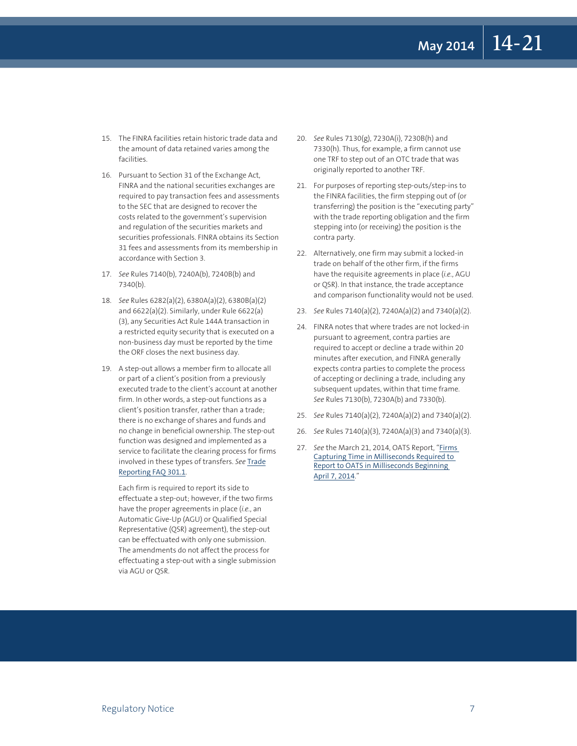15. The FINRA facilities retain historic trade data and the amount of data retained varies among the facilities.

16. Pursuant to Section 31 of the Exchange Act, FINRA and the national securities exchanges are required to pay transaction fees and assessments to the SEC that are designed to recover the costs related to the government's supervision and regulation of the securities markets and securities professionals. FINRA obtains its Section 31 fees and assessments from its membership in accordance with Section 3.

17. *See* Rules 7140(b), 7240A(b), 7240B(b) and 7340(b).

18. *See* Rules 6282(a)(2), 6380A(a)(2), 6380B(a)(2) and 6622(a)(2). Similarly, under Rule 6622(a)(3), any Securities Act Rule 144A transaction in a restricted equity security that is executed on a non-business day must be reported by the time the ORF closes the next business day.

19. A step-out allows a member firm to allocate all or part of a client's position from a previously executed trade to the client's account at another firm. In other words, a step-out functions as a client's position transfer, rather than a trade; there is no exchange of shares and funds and no change in beneficial ownership. The step-out function was designed and implemented as a service to facilitate the clearing process for firms involved in these types of transfers. *See* Trade Reporting FAQ 301.1.

    Each firm is required to report its side to effectuate a step-out; however, if the two firms have the proper agreements in place (*i.e.*, an Automatic Give-Up (AGU) or Qualified Special Representative (QSR) agreement), the step-out can be effectuated with only one submission. The amendments do not affect the process for effectuating a step-out with a single submission via AGU or QSR.

20. *See* Rules 7130(g), 7230A(i), 7230B(h) and 7330(h). Thus, for example, a firm cannot use one TRF to step out of an OTC trade that was originally reported to another TRF.

21. For purposes of reporting step-outs/step-ins to the FINRA facilities, the firm stepping out of (or transferring) the position is the "executing party" with the trade reporting obligation and the firm stepping into (or receiving) the position is the contra party.

22. Alternatively, one firm may submit a locked-in trade on behalf of the other firm, if the firms have the requisite agreements in place (*i.e.*, AGU or QSR). In that instance, the trade acceptance and comparison functionality would not be used.

23. *See* Rules 7140(a)(2), 7240A(a)(2) and 7340(a)(2).

24. FINRA notes that where trades are not locked-in pursuant to agreement, contra parties are required to accept or decline a trade within 20 minutes after execution, and FINRA generally expects contra parties to complete the process of accepting or declining a trade, including any subsequent updates, within that time frame. *See* Rules 7130(b), 7230A(b) and 7330(b).

25. *See* Rules 7140(a)(2), 7240A(a)(2) and 7340(a)(2).

26. *See* Rules 7140(a)(3), 7240A(a)(3) and 7340(a)(3).

27. *See* the March 21, 2014, OATS Report, "Firms Capturing Time in Milliseconds Required to Report to OATS in Milliseconds Beginning April 7, 2014."